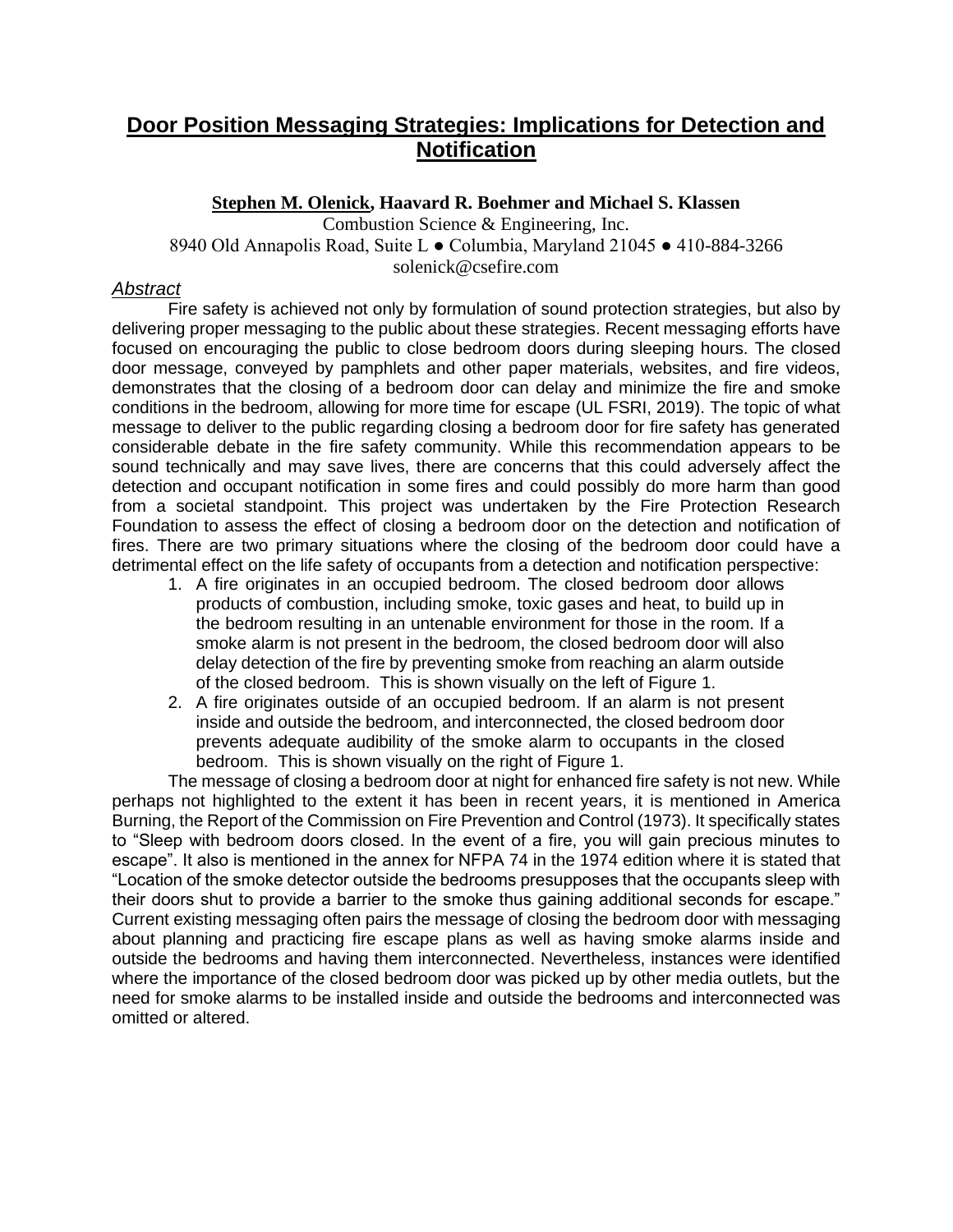# Door Position Messaging Strategies: Implications for Detection and Notification

**Stephen M. Olenick, Haavard R. Boehmer and Michael S. Klassen**

Combustion Science & Engineering, Inc.
8940 Old Annapolis Road, Suite L ● Columbia, Maryland 21045 ● 410-884-3266
solenick@csefire.com

## *Abstract*

Fire safety is achieved not only by formulation of sound protection strategies, but also by delivering proper messaging to the public about these strategies. Recent messaging efforts have focused on encouraging the public to close bedroom doors during sleeping hours. The closed door message, conveyed by pamphlets and other paper materials, websites, and fire videos, demonstrates that the closing of a bedroom door can delay and minimize the fire and smoke conditions in the bedroom, allowing for more time for escape (UL FSRI, 2019). The topic of what message to deliver to the public regarding closing a bedroom door for fire safety has generated considerable debate in the fire safety community. While this recommendation appears to be sound technically and may save lives, there are concerns that this could adversely affect the detection and occupant notification in some fires and could possibly do more harm than good from a societal standpoint. This project was undertaken by the Fire Protection Research Foundation to assess the effect of closing a bedroom door on the detection and notification of fires. There are two primary situations where the closing of the bedroom door could have a detrimental effect on the life safety of occupants from a detection and notification perspective:

1. A fire originates in an occupied bedroom. The closed bedroom door allows products of combustion, including smoke, toxic gases and heat, to build up in the bedroom resulting in an untenable environment for those in the room. If a smoke alarm is not present in the bedroom, the closed bedroom door will also delay detection of the fire by preventing smoke from reaching an alarm outside of the closed bedroom. This is shown visually on the left of Figure 1.
2. A fire originates outside of an occupied bedroom. If an alarm is not present inside and outside the bedroom, and interconnected, the closed bedroom door prevents adequate audibility of the smoke alarm to occupants in the closed bedroom. This is shown visually on the right of Figure 1.

The message of closing a bedroom door at night for enhanced fire safety is not new. While perhaps not highlighted to the extent it has been in recent years, it is mentioned in America Burning, the Report of the Commission on Fire Prevention and Control (1973). It specifically states to "Sleep with bedroom doors closed. In the event of a fire, you will gain precious minutes to escape". It also is mentioned in the annex for NFPA 74 in the 1974 edition where it is stated that "Location of the smoke detector outside the bedrooms presupposes that the occupants sleep with their doors shut to provide a barrier to the smoke thus gaining additional seconds for escape." Current existing messaging often pairs the message of closing the bedroom door with messaging about planning and practicing fire escape plans as well as having smoke alarms inside and outside the bedrooms and having them interconnected. Nevertheless, instances were identified where the importance of the closed bedroom door was picked up by other media outlets, but the need for smoke alarms to be installed inside and outside the bedrooms and interconnected was omitted or altered.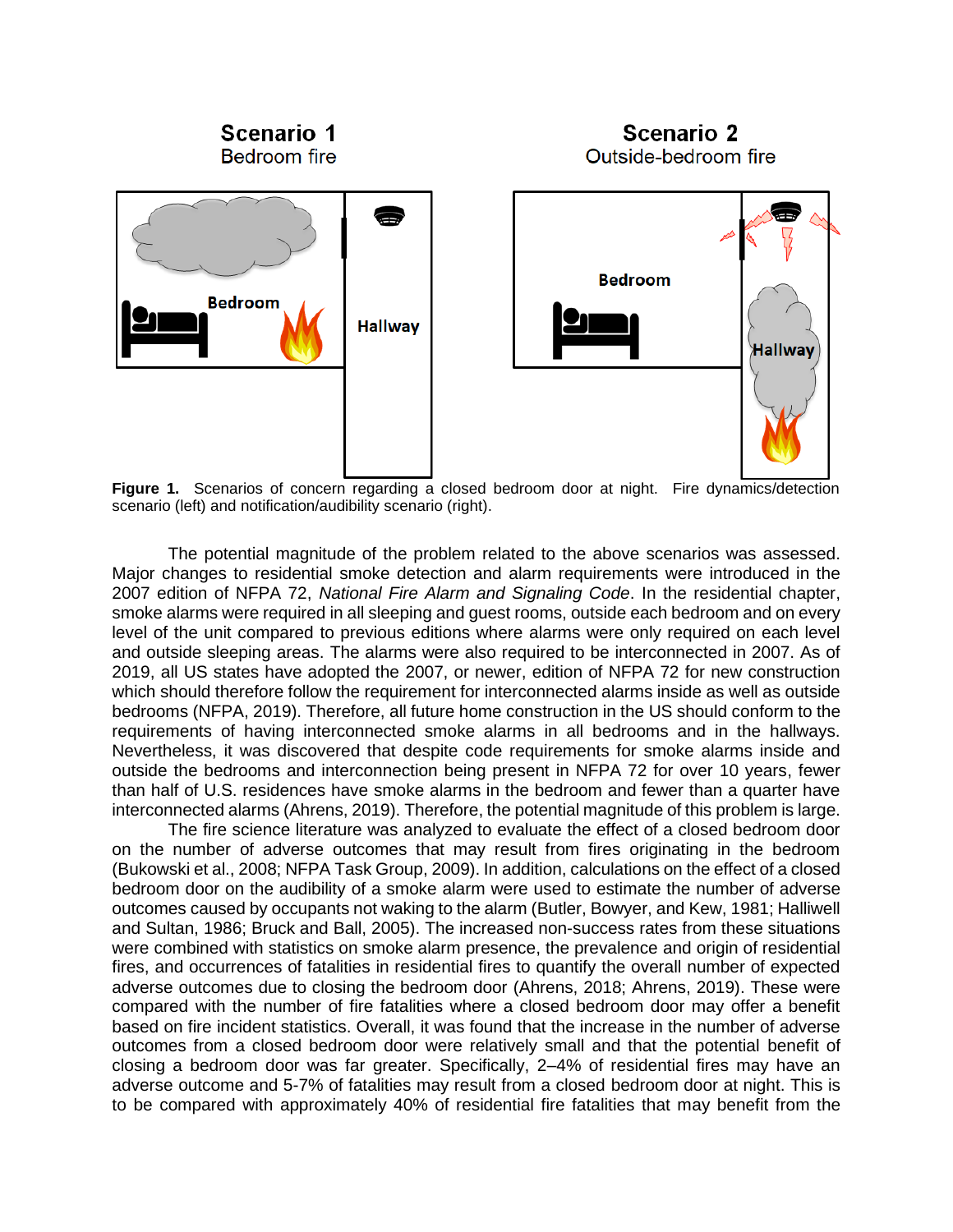**Figure 1.** Scenarios of concern regarding a closed bedroom door at night. Fire dynamics/detection scenario (left) and notification/audibility scenario (right).

The potential magnitude of the problem related to the above scenarios was assessed. Major changes to residential smoke detection and alarm requirements were introduced in the 2007 edition of NFPA 72, *National Fire Alarm and Signaling Code*. In the residential chapter, smoke alarms were required in all sleeping and guest rooms, outside each bedroom and on every level of the unit compared to previous editions where alarms were only required on each level and outside sleeping areas. The alarms were also required to be interconnected in 2007. As of 2019, all US states have adopted the 2007, or newer, edition of NFPA 72 for new construction which should therefore follow the requirement for interconnected alarms inside as well as outside bedrooms (NFPA, 2019). Therefore, all future home construction in the US should conform to the requirements of having interconnected smoke alarms in all bedrooms and in the hallways. Nevertheless, it was discovered that despite code requirements for smoke alarms inside and outside the bedrooms and interconnection being present in NFPA 72 for over 10 years, fewer than half of U.S. residences have smoke alarms in the bedroom and fewer than a quarter have interconnected alarms (Ahrens, 2019). Therefore, the potential magnitude of this problem is large.

The fire science literature was analyzed to evaluate the effect of a closed bedroom door on the number of adverse outcomes that may result from fires originating in the bedroom (Bukowski et al., 2008; NFPA Task Group, 2009). In addition, calculations on the effect of a closed bedroom door on the audibility of a smoke alarm were used to estimate the number of adverse outcomes caused by occupants not waking to the alarm (Butler, Bowyer, and Kew, 1981; Halliwell and Sultan, 1986; Bruck and Ball, 2005). The increased non-success rates from these situations were combined with statistics on smoke alarm presence, the prevalence and origin of residential fires, and occurrences of fatalities in residential fires to quantify the overall number of expected adverse outcomes due to closing the bedroom door (Ahrens, 2018; Ahrens, 2019). These were compared with the number of fire fatalities where a closed bedroom door may offer a benefit based on fire incident statistics. Overall, it was found that the increase in the number of adverse outcomes from a closed bedroom door were relatively small and that the potential benefit of closing a bedroom door was far greater. Specifically, 2–4% of residential fires may have an adverse outcome and 5-7% of fatalities may result from a closed bedroom door at night. This is to be compared with approximately 40% of residential fire fatalities that may benefit from the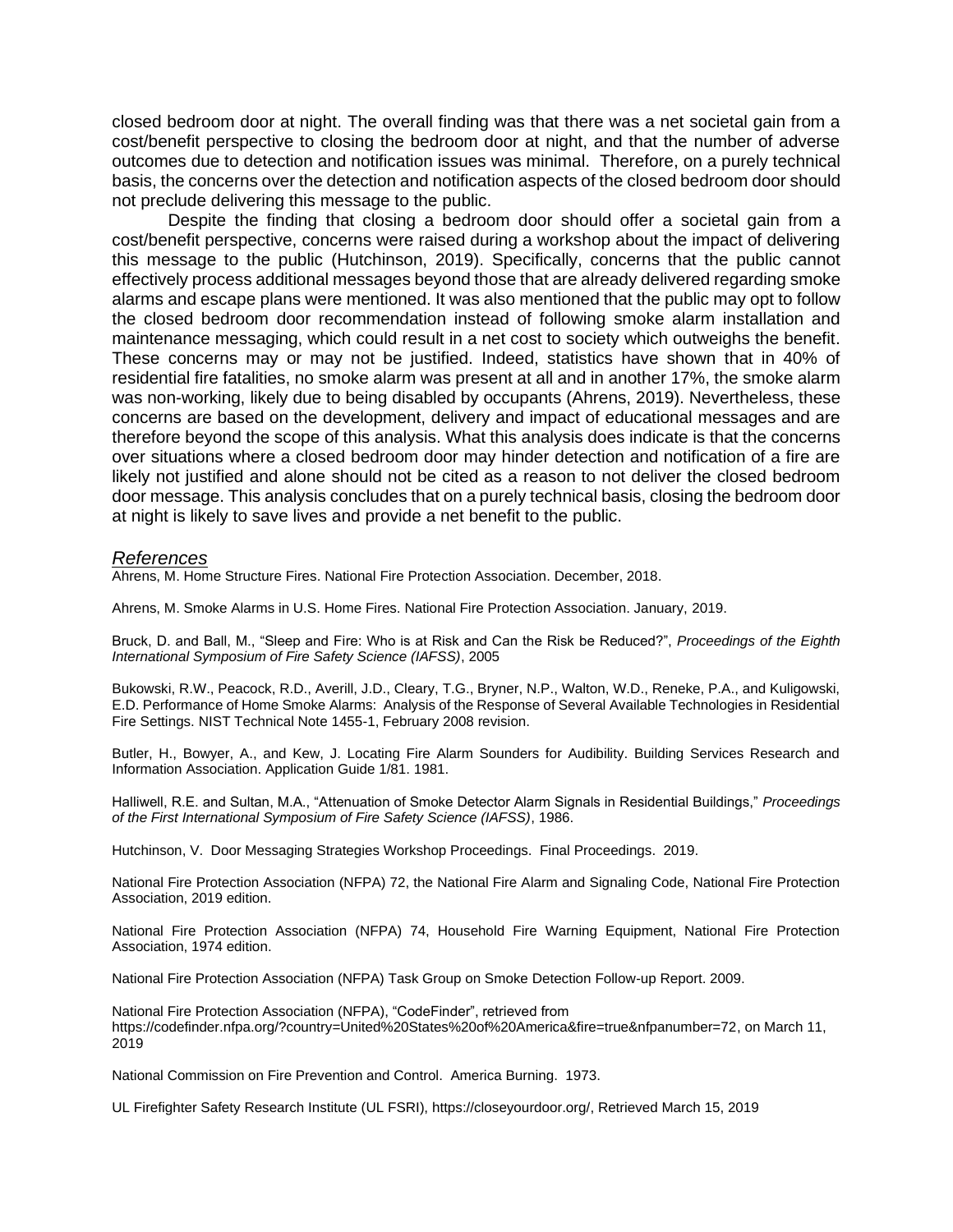closed bedroom door at night. The overall finding was that there was a net societal gain from a cost/benefit perspective to closing the bedroom door at night, and that the number of adverse outcomes due to detection and notification issues was minimal. Therefore, on a purely technical basis, the concerns over the detection and notification aspects of the closed bedroom door should not preclude delivering this message to the public.

Despite the finding that closing a bedroom door should offer a societal gain from a cost/benefit perspective, concerns were raised during a workshop about the impact of delivering this message to the public (Hutchinson, 2019). Specifically, concerns that the public cannot effectively process additional messages beyond those that are already delivered regarding smoke alarms and escape plans were mentioned. It was also mentioned that the public may opt to follow the closed bedroom door recommendation instead of following smoke alarm installation and maintenance messaging, which could result in a net cost to society which outweighs the benefit. These concerns may or may not be justified. Indeed, statistics have shown that in 40% of residential fire fatalities, no smoke alarm was present at all and in another 17%, the smoke alarm was non-working, likely due to being disabled by occupants (Ahrens, 2019). Nevertheless, these concerns are based on the development, delivery and impact of educational messages and are therefore beyond the scope of this analysis. What this analysis does indicate is that the concerns over situations where a closed bedroom door may hinder detection and notification of a fire are likely not justified and alone should not be cited as a reason to not deliver the closed bedroom door message. This analysis concludes that on a purely technical basis, closing the bedroom door at night is likely to save lives and provide a net benefit to the public.

## *References*

Ahrens, M. Home Structure Fires. National Fire Protection Association. December, 2018.

Ahrens, M. Smoke Alarms in U.S. Home Fires. National Fire Protection Association. January, 2019.

Bruck, D. and Ball, M., "Sleep and Fire: Who is at Risk and Can the Risk be Reduced?", *Proceedings of the Eighth International Symposium of Fire Safety Science (IAFSS)*, 2005

Bukowski, R.W., Peacock, R.D., Averill, J.D., Cleary, T.G., Bryner, N.P., Walton, W.D., Reneke, P.A., and Kuligowski, E.D. Performance of Home Smoke Alarms: Analysis of the Response of Several Available Technologies in Residential Fire Settings. NIST Technical Note 1455-1, February 2008 revision.

Butler, H., Bowyer, A., and Kew, J. Locating Fire Alarm Sounders for Audibility. Building Services Research and Information Association. Application Guide 1/81. 1981.

Halliwell, R.E. and Sultan, M.A., "Attenuation of Smoke Detector Alarm Signals in Residential Buildings," *Proceedings of the First International Symposium of Fire Safety Science (IAFSS)*, 1986.

Hutchinson, V. Door Messaging Strategies Workshop Proceedings. Final Proceedings. 2019.

National Fire Protection Association (NFPA) 72, the National Fire Alarm and Signaling Code, National Fire Protection Association, 2019 edition.

National Fire Protection Association (NFPA) 74, Household Fire Warning Equipment, National Fire Protection Association, 1974 edition.

National Fire Protection Association (NFPA) Task Group on Smoke Detection Follow-up Report. 2009.

National Fire Protection Association (NFPA), "CodeFinder", retrieved from https://codefinder.nfpa.org/?country=United%20States%20of%20America&fire=true&nfpanumber=72, on March 11, 2019

National Commission on Fire Prevention and Control. America Burning. 1973.

UL Firefighter Safety Research Institute (UL FSRI), https://closeyourdoor.org/, Retrieved March 15, 2019